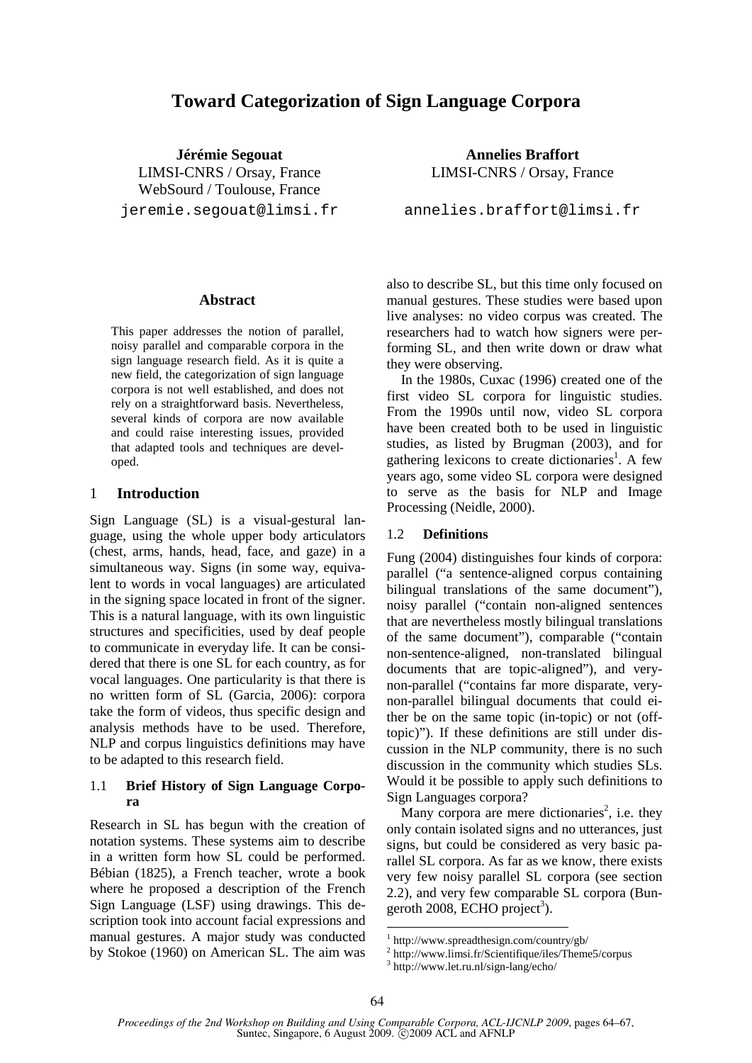# Toward Categorization of Sign Language Corpora

**Jérémie Segouat**
LIMSI-CNRS / Orsay, France
WebSourd / Toulouse, France
jeremie.segouat@limsi.fr

**Annelies Braffort**
LIMSI-CNRS / Orsay, France
annelies.braffort@limsi.fr

## Abstract

This paper addresses the notion of parallel, noisy parallel and comparable corpora in the sign language research field. As it is quite a new field, the categorization of sign language corpora is not well established, and does not rely on a straightforward basis. Nevertheless, several kinds of corpora are now available and could raise interesting issues, provided that adapted tools and techniques are developed.

## 1 Introduction

Sign Language (SL) is a visual-gestural language, using the whole upper body articulators (chest, arms, hands, head, face, and gaze) in a simultaneous way. Signs (in some way, equivalent to words in vocal languages) are articulated in the signing space located in front of the signer. This is a natural language, with its own linguistic structures and specificities, used by deaf people to communicate in everyday life. It can be considered that there is one SL for each country, as for vocal languages. One particularity is that there is no written form of SL (Garcia, 2006): corpora take the form of videos, thus specific design and analysis methods have to be used. Therefore, NLP and corpus linguistics definitions may have to be adapted to this research field.

### 1.1 Brief History of Sign Language Corpora

Research in SL has begun with the creation of notation systems. These systems aim to describe in a written form how SL could be performed. Bébian (1825), a French teacher, wrote a book where he proposed a description of the French Sign Language (LSF) using drawings. This description took into account facial expressions and manual gestures. A major study was conducted by Stokoe (1960) on American SL. The aim was also to describe SL, but this time only focused on manual gestures. These studies were based upon live analyses: no video corpus was created. The researchers had to watch how signers were performing SL, and then write down or draw what they were observing.

In the 1980s, Cuxac (1996) created one of the first video SL corpora for linguistic studies. From the 1990s until now, video SL corpora have been created both to be used in linguistic studies, as listed by Brugman (2003), and for gathering lexicons to create dictionaries[1]. A few years ago, some video SL corpora were designed to serve as the basis for NLP and Image Processing (Neidle, 2000).

### 1.2 Definitions

Fung (2004) distinguishes four kinds of corpora: parallel ("a sentence-aligned corpus containing bilingual translations of the same document"), noisy parallel ("contain non-aligned sentences that are nevertheless mostly bilingual translations of the same document"), comparable ("contain non-sentence-aligned, non-translated bilingual documents that are topic-aligned"), and very-non-parallel ("contains far more disparate, very-non-parallel bilingual documents that could either be on the same topic (in-topic) or not (off-topic)"). If these definitions are still under discussion in the NLP community, there is no such discussion in the community which studies SLs. Would it be possible to apply such definitions to Sign Languages corpora?

Many corpora are mere dictionaries[2], i.e. they only contain isolated signs and no utterances, just signs, but could be considered as very basic parallel SL corpora. As far as we know, there exists very few noisy parallel SL corpora (see section 2.2), and very few comparable SL corpora (Bungeroth 2008, ECHO project[3]).

---

[1] http://www.spreadthesign.com/country/gb/
[2] http://www.limsi.fr/Scientifique/iles/Theme5/corpus
[3] http://www.let.ru.nl/sign-lang/echo/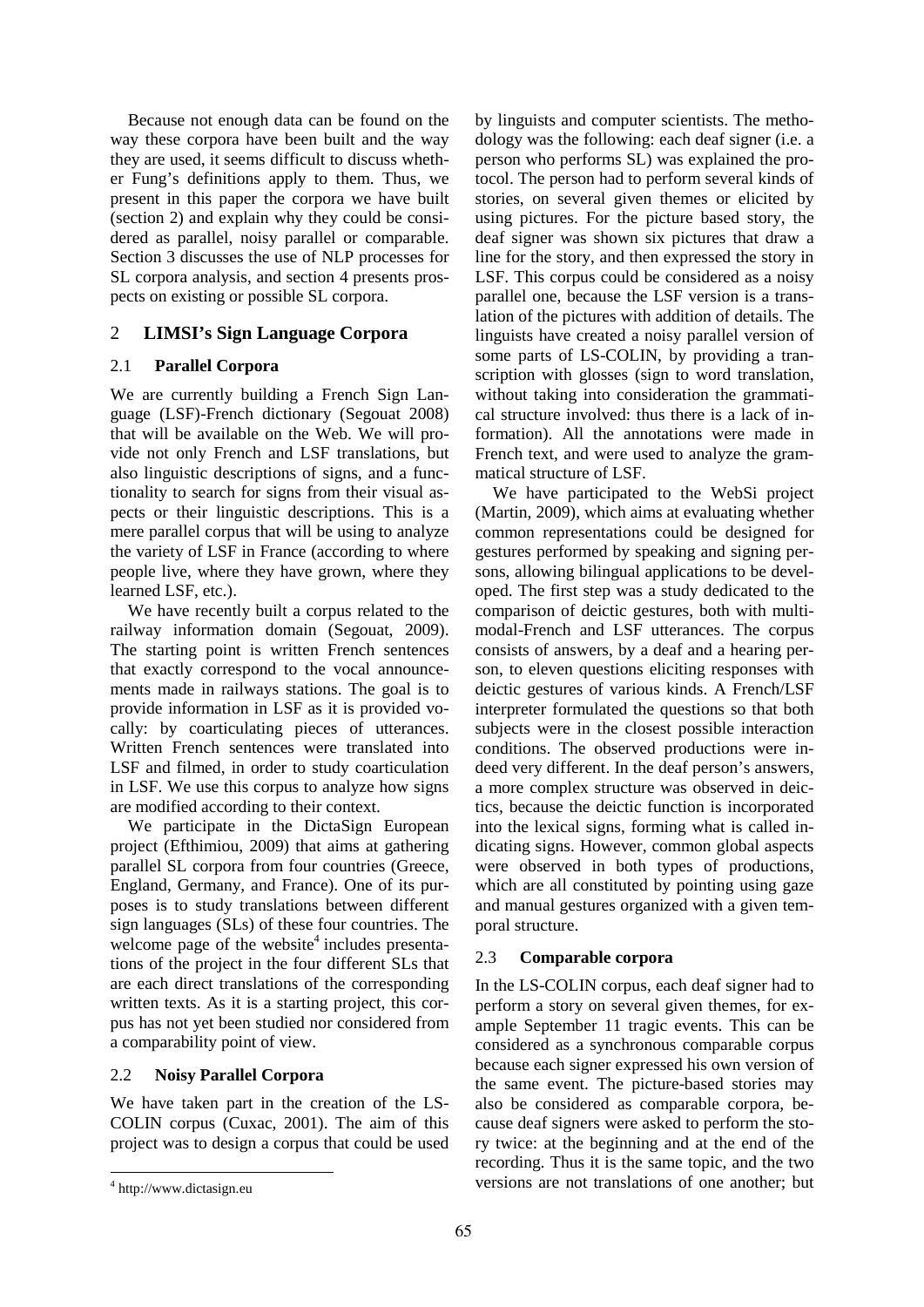Because not enough data can be found on the way these corpora have been built and the way they are used, it seems difficult to discuss whether Fung's definitions apply to them. Thus, we present in this paper the corpora we have built (section 2) and explain why they could be considered as parallel, noisy parallel or comparable. Section 3 discusses the use of NLP processes for SL corpora analysis, and section 4 presents prospects on existing or possible SL corpora.

## 2 LIMSI's Sign Language Corpora

### 2.1 Parallel Corpora

We are currently building a French Sign Language (LSF)-French dictionary (Segouat 2008) that will be available on the Web. We will provide not only French and LSF translations, but also linguistic descriptions of signs, and a functionality to search for signs from their visual aspects or their linguistic descriptions. This is a mere parallel corpus that will be using to analyze the variety of LSF in France (according to where people live, where they have grown, where they learned LSF, etc.).

We have recently built a corpus related to the railway information domain (Segouat, 2009). The starting point is written French sentences that exactly correspond to the vocal announcements made in railways stations. The goal is to provide information in LSF as it is provided vocally: by coarticulating pieces of utterances. Written French sentences were translated into LSF and filmed, in order to study coarticulation in LSF. We use this corpus to analyze how signs are modified according to their context.

We participate in the DictaSign European project (Efthimiou, 2009) that aims at gathering parallel SL corpora from four countries (Greece, England, Germany, and France). One of its purposes is to study translations between different sign languages (SLs) of these four countries. The welcome page of the website[4] includes presentations of the project in the four different SLs that are each direct translations of the corresponding written texts. As it is a starting project, this corpus has not yet been studied nor considered from a comparability point of view.

### 2.2 Noisy Parallel Corpora

We have taken part in the creation of the LS-COLIN corpus (Cuxac, 2001). The aim of this project was to design a corpus that could be used by linguists and computer scientists. The methodology was the following: each deaf signer (i.e. a person who performs SL) was explained the protocol. The person had to perform several kinds of stories, on several given themes or elicited by using pictures. For the picture based story, the deaf signer was shown six pictures that draw a line for the story, and then expressed the story in LSF. This corpus could be considered as a noisy parallel one, because the LSF version is a translation of the pictures with addition of details. The linguists have created a noisy parallel version of some parts of LS-COLIN, by providing a transcription with glosses (sign to word translation, without taking into consideration the grammatical structure involved: thus there is a lack of information). All the annotations were made in French text, and were used to analyze the grammatical structure of LSF.

We have participated to the WebSi project (Martin, 2009), which aims at evaluating whether common representations could be designed for gestures performed by speaking and signing persons, allowing bilingual applications to be developed. The first step was a study dedicated to the comparison of deictic gestures, both with multimodal-French and LSF utterances. The corpus consists of answers, by a deaf and a hearing person, to eleven questions eliciting responses with deictic gestures of various kinds. A French/LSF interpreter formulated the questions so that both subjects were in the closest possible interaction conditions. The observed productions were indeed very different. In the deaf person's answers, a more complex structure was observed in deictics, because the deictic function is incorporated into the lexical signs, forming what is called indicating signs. However, common global aspects were observed in both types of productions, which are all constituted by pointing using gaze and manual gestures organized with a given temporal structure.

### 2.3 Comparable corpora

In the LS-COLIN corpus, each deaf signer had to perform a story on several given themes, for example September 11 tragic events. This can be considered as a synchronous comparable corpus because each signer expressed his own version of the same event. The picture-based stories may also be considered as comparable corpora, because deaf signers were asked to perform the story twice: at the beginning and at the end of the recording. Thus it is the same topic, and the two versions are not translations of one another; but

[4] http://www.dictasign.eu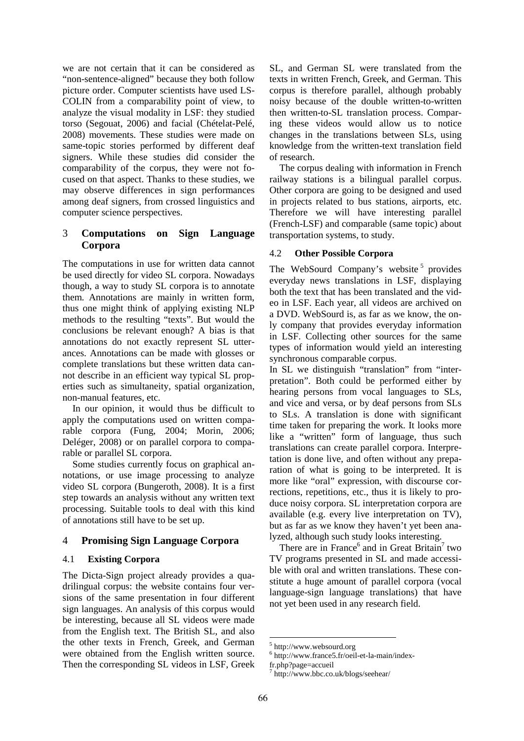we are not certain that it can be considered as "non-sentence-aligned" because they both follow picture order. Computer scientists have used LS-COLIN from a comparability point of view, to analyze the visual modality in LSF: they studied torso (Segouat, 2006) and facial (Chételat-Pelé, 2008) movements. These studies were made on same-topic stories performed by different deaf signers. While these studies did consider the comparability of the corpus, they were not focused on that aspect. Thanks to these studies, we may observe differences in sign performances among deaf signers, from crossed linguistics and computer science perspectives.

## 3 Computations on Sign Language Corpora

The computations in use for written data cannot be used directly for video SL corpora. Nowadays though, a way to study SL corpora is to annotate them. Annotations are mainly in written form, thus one might think of applying existing NLP methods to the resulting "texts". But would the conclusions be relevant enough? A bias is that annotations do not exactly represent SL utterances. Annotations can be made with glosses or complete translations but these written data cannot describe in an efficient way typical SL properties such as simultaneity, spatial organization, non-manual features, etc.

In our opinion, it would thus be difficult to apply the computations used on written comparable corpora (Fung, 2004; Morin, 2006; Deléger, 2008) or on parallel corpora to comparable or parallel SL corpora.

Some studies currently focus on graphical annotations, or use image processing to analyze video SL corpora (Bungeroth, 2008). It is a first step towards an analysis without any written text processing. Suitable tools to deal with this kind of annotations still have to be set up.

## 4 Promising Sign Language Corpora

### 4.1 Existing Corpora

The Dicta-Sign project already provides a quadrilingual corpus: the website contains four versions of the same presentation in four different sign languages. An analysis of this corpus would be interesting, because all SL videos were made from the English text. The British SL, and also the other texts in French, Greek, and German were obtained from the English written source. Then the corresponding SL videos in LSF, Greek SL, and German SL were translated from the texts in written French, Greek, and German. This corpus is therefore parallel, although probably noisy because of the double written-to-written then written-to-SL translation process. Comparing these videos would allow us to notice changes in the translations between SLs, using knowledge from the written-text translation field of research.

The corpus dealing with information in French railway stations is a bilingual parallel corpus. Other corpora are going to be designed and used in projects related to bus stations, airports, etc. Therefore we will have interesting parallel (French-LSF) and comparable (same topic) about transportation systems, to study.

### 4.2 Other Possible Corpora

The WebSourd Company's website[5] provides everyday news translations in LSF, displaying both the text that has been translated and the video in LSF. Each year, all videos are archived on a DVD. WebSourd is, as far as we know, the only company that provides everyday information in LSF. Collecting other sources for the same types of information would yield an interesting synchronous comparable corpus.

In SL we distinguish "translation" from "interpretation". Both could be performed either by hearing persons from vocal languages to SLs, and vice and versa, or by deaf persons from SLs to SLs. A translation is done with significant time taken for preparing the work. It looks more like a "written" form of language, thus such translations can create parallel corpora. Interpretation is done live, and often without any preparation of what is going to be interpreted. It is more like "oral" expression, with discourse corrections, repetitions, etc., thus it is likely to produce noisy corpora. SL interpretation corpora are available (e.g. every live interpretation on TV), but as far as we know they haven't yet been analyzed, although such study looks interesting.

There are in France[6] and in Great Britain[7] two TV programs presented in SL and made accessible with oral and written translations. These constitute a huge amount of parallel corpora (vocal language-sign language translations) that have not yet been used in any research field.

---

[5] http://www.websourd.org

[6] http://www.france5.fr/oeil-et-la-main/index-fr.php?page=accueil

[7] http://www.bbc.co.uk/blogs/seehear/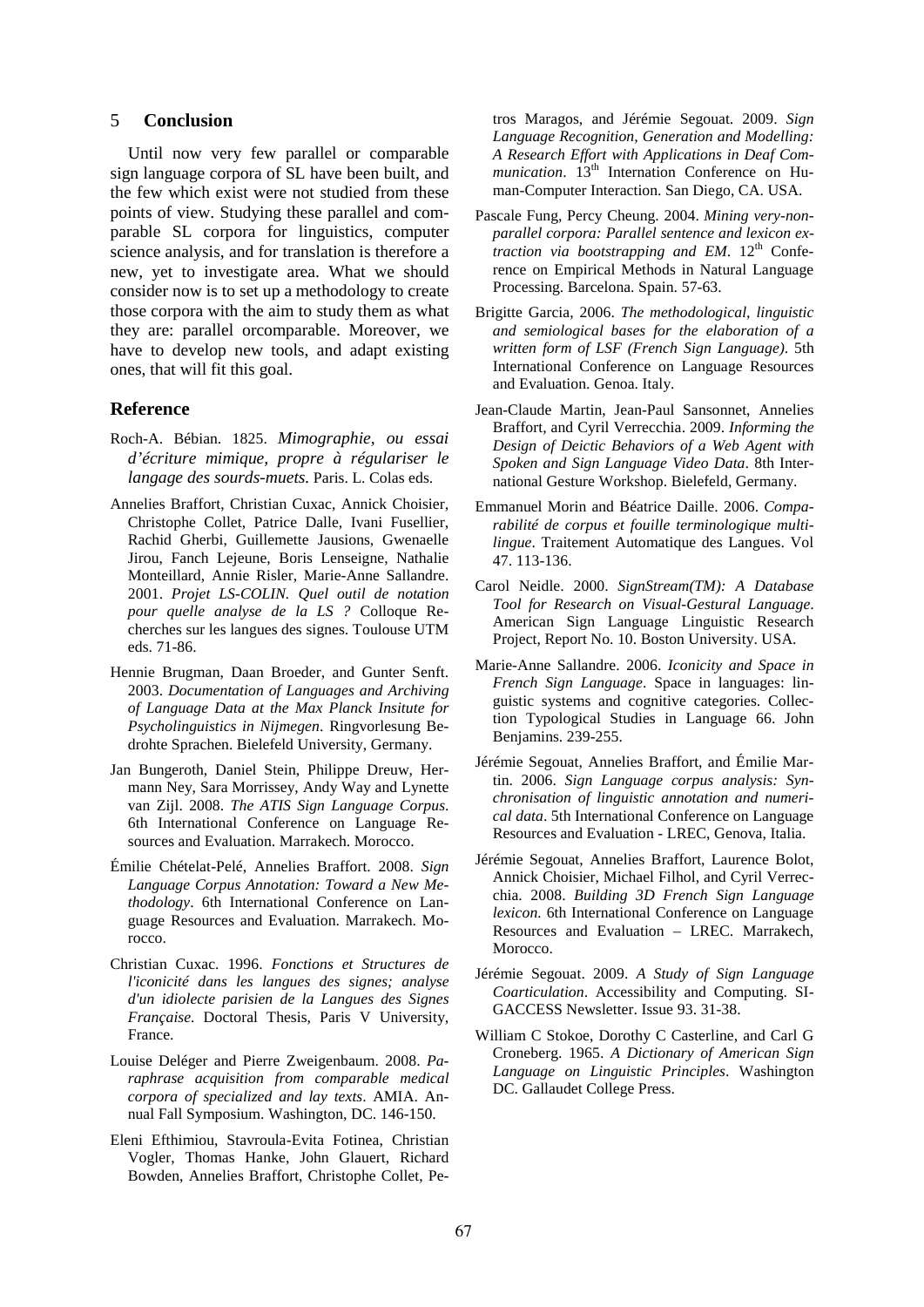## 5 Conclusion

Until now very few parallel or comparable sign language corpora of SL have been built, and the few which exist were not studied from these points of view. Studying these parallel and comparable SL corpora for linguistics, computer science analysis, and for translation is therefore a new, yet to investigate area. What we should consider now is to set up a methodology to create those corpora with the aim to study them as what they are: parallel orcomparable. Moreover, we have to develop new tools, and adapt existing ones, that will fit this goal.

## Reference

Roch-A. Bébian. 1825. *Mimographie, ou essai d'écriture mimique, propre à régulariser le langage des sourds-muets.* Paris. L. Colas eds.

Annelies Braffort, Christian Cuxac, Annick Choisier, Christophe Collet, Patrice Dalle, Ivani Fusellier, Rachid Gherbi, Guillemette Jausions, Gwenaelle Jirou, Fanch Lejeune, Boris Lenseigne, Nathalie Monteillard, Annie Risler, Marie-Anne Sallandre. 2001. *Projet LS-COLIN. Quel outil de notation pour quelle analyse de la LS ?* Colloque Recherches sur les langues des signes. Toulouse UTM eds. 71-86.

Hennie Brugman, Daan Broeder, and Gunter Senft. 2003. *Documentation of Languages and Archiving of Language Data at the Max Planck Insitute for Psycholinguistics in Nijmegen*. Ringvorlesung Bedrohte Sprachen. Bielefeld University, Germany.

Jan Bungeroth, Daniel Stein, Philippe Dreuw, Hermann Ney, Sara Morrissey, Andy Way and Lynette van Zijl. 2008. *The ATIS Sign Language Corpus*. 6th International Conference on Language Resources and Evaluation. Marrakech. Morocco.

Émilie Chételat-Pelé, Annelies Braffort. 2008. *Sign Language Corpus Annotation: Toward a New Methodology*. 6th International Conference on Language Resources and Evaluation. Marrakech. Morocco.

Christian Cuxac. 1996. *Fonctions et Structures de l'iconicité dans les langues des signes; analyse d'un idiolecte parisien de la Langues des Signes Française*. Doctoral Thesis, Paris V University, France.

Louise Deléger and Pierre Zweigenbaum. 2008. *Paraphrase acquisition from comparable medical corpora of specialized and lay texts*. AMIA. Annual Fall Symposium. Washington, DC. 146-150.

Eleni Efthimiou, Stavroula-Evita Fotinea, Christian Vogler, Thomas Hanke, John Glauert, Richard Bowden, Annelies Braffort, Christophe Collet, Petros Maragos, and Jérémie Segouat. 2009. *Sign Language Recognition, Generation and Modelling: A Research Effort with Applications in Deaf Communication*. 13th Internation Conference on Human-Computer Interaction. San Diego, CA. USA.

Pascale Fung, Percy Cheung. 2004. *Mining very-non-parallel corpora: Parallel sentence and lexicon extraction via bootstrapping and EM*. 12th Conference on Empirical Methods in Natural Language Processing. Barcelona. Spain. 57-63.

Brigitte Garcia, 2006. *The methodological, linguistic and semiological bases for the elaboration of a written form of LSF (French Sign Language)*. 5th International Conference on Language Resources and Evaluation. Genoa. Italy.

Jean-Claude Martin, Jean-Paul Sansonnet, Annelies Braffort, and Cyril Verrecchia. 2009. *Informing the Design of Deictic Behaviors of a Web Agent with Spoken and Sign Language Video Data*. 8th International Gesture Workshop. Bielefeld, Germany.

Emmanuel Morin and Béatrice Daille. 2006. *Comparabilité de corpus et fouille terminologique multilingue*. Traitement Automatique des Langues. Vol 47. 113-136.

Carol Neidle. 2000. *SignStream(TM): A Database Tool for Research on Visual-Gestural Language*. American Sign Language Linguistic Research Project, Report No. 10. Boston University. USA.

Marie-Anne Sallandre. 2006. *Iconicity and Space in French Sign Language*. Space in languages: linguistic systems and cognitive categories. Collection Typological Studies in Language 66. John Benjamins. 239-255.

Jérémie Segouat, Annelies Braffort, and Émilie Martin. 2006. *Sign Language corpus analysis: Synchronisation of linguistic annotation and numerical data*. 5th International Conference on Language Resources and Evaluation - LREC, Genova, Italia.

Jérémie Segouat, Annelies Braffort, Laurence Bolot, Annick Choisier, Michael Filhol, and Cyril Verrecchia. 2008. *Building 3D French Sign Language lexicon.* 6th International Conference on Language Resources and Evaluation – LREC. Marrakech, Morocco.

Jérémie Segouat. 2009. *A Study of Sign Language Coarticulation*. Accessibility and Computing. SIGACCESS Newsletter. Issue 93. 31-38.

William C Stokoe, Dorothy C Casterline, and Carl G Croneberg. 1965. *A Dictionary of American Sign Language on Linguistic Principles*. Washington DC. Gallaudet College Press.